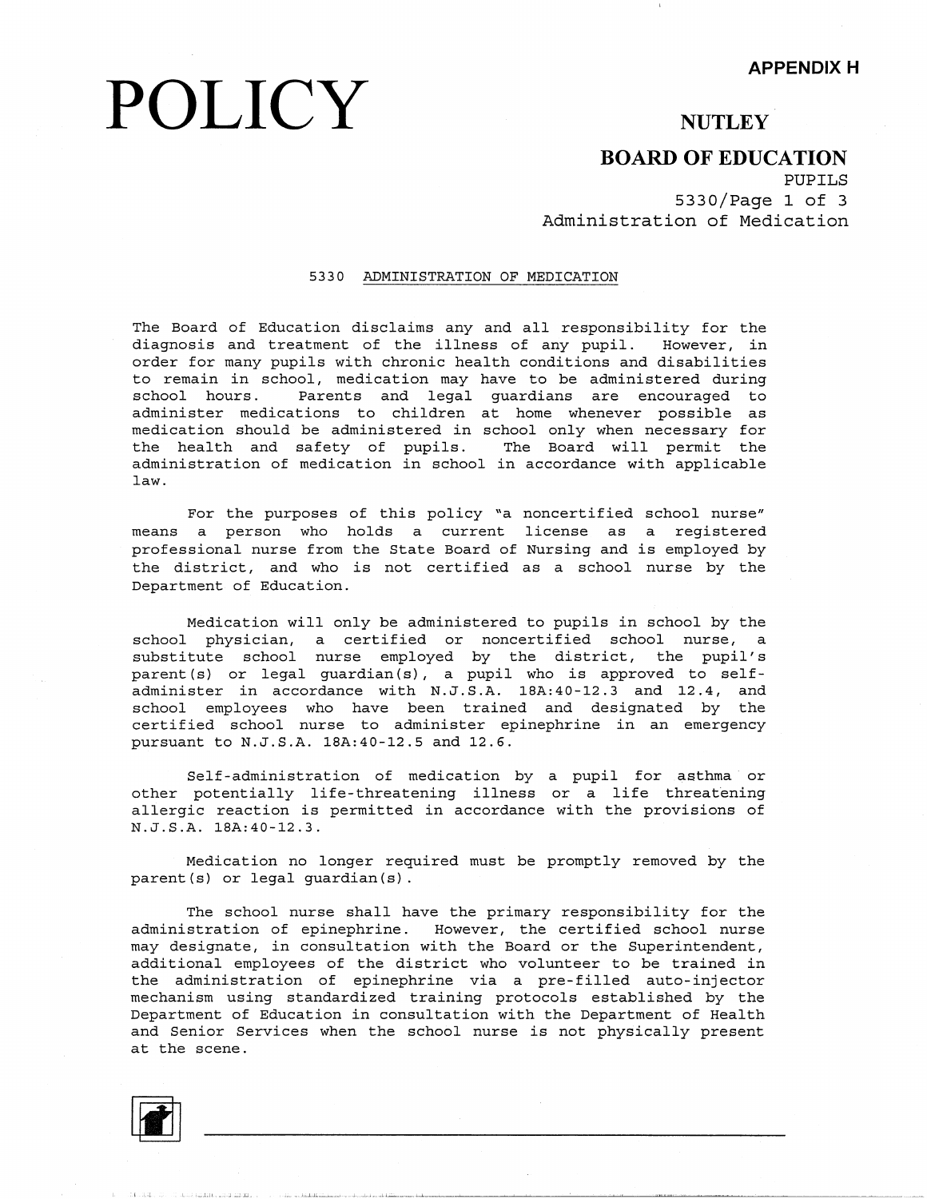**APPENDIX H**

# POLICY

## NUTLEY

## BOARD OF EDUCATION

PUPILS
5330/Page 1 of 3
Administration of Medication

### 5330 ADMINISTRATION OF MEDICATION

The Board of Education disclaims any and all responsibility for the diagnosis and treatment of the illness of any pupil. However, in order for many pupils with chronic health conditions and disabilities to remain in school, medication may have to be administered during school hours. Parents and legal guardians are encouraged to administer medications to children at home whenever possible as medication should be administered in school only when necessary for the health and safety of pupils. The Board will permit the administration of medication in school in accordance with applicable law.

For the purposes of this policy "a noncertified school nurse" means a person who holds a current license as a registered professional nurse from the State Board of Nursing and is employed by the district, and who is not certified as a school nurse by the Department of Education.

Medication will only be administered to pupils in school by the school physician, a certified or noncertified school nurse, a substitute school nurse employed by the district, the pupil's parent(s) or legal guardian(s), a pupil who is approved to self-administer in accordance with N.J.S.A. 18A:40-12.3 and 12.4, and school employees who have been trained and designated by the certified school nurse to administer epinephrine in an emergency pursuant to N.J.S.A. 18A:40-12.5 and 12.6.

Self-administration of medication by a pupil for asthma or other potentially life-threatening illness or a life threatening allergic reaction is permitted in accordance with the provisions of N.J.S.A. 18A:40-12.3.

Medication no longer required must be promptly removed by the parent(s) or legal guardian(s).

The school nurse shall have the primary responsibility for the administration of epinephrine. However, the certified school nurse may designate, in consultation with the Board or the Superintendent, additional employees of the district who volunteer to be trained in the administration of epinephrine via a pre-filled auto-injector mechanism using standardized training protocols established by the Department of Education in consultation with the Department of Health and Senior Services when the school nurse is not physically present at the scene.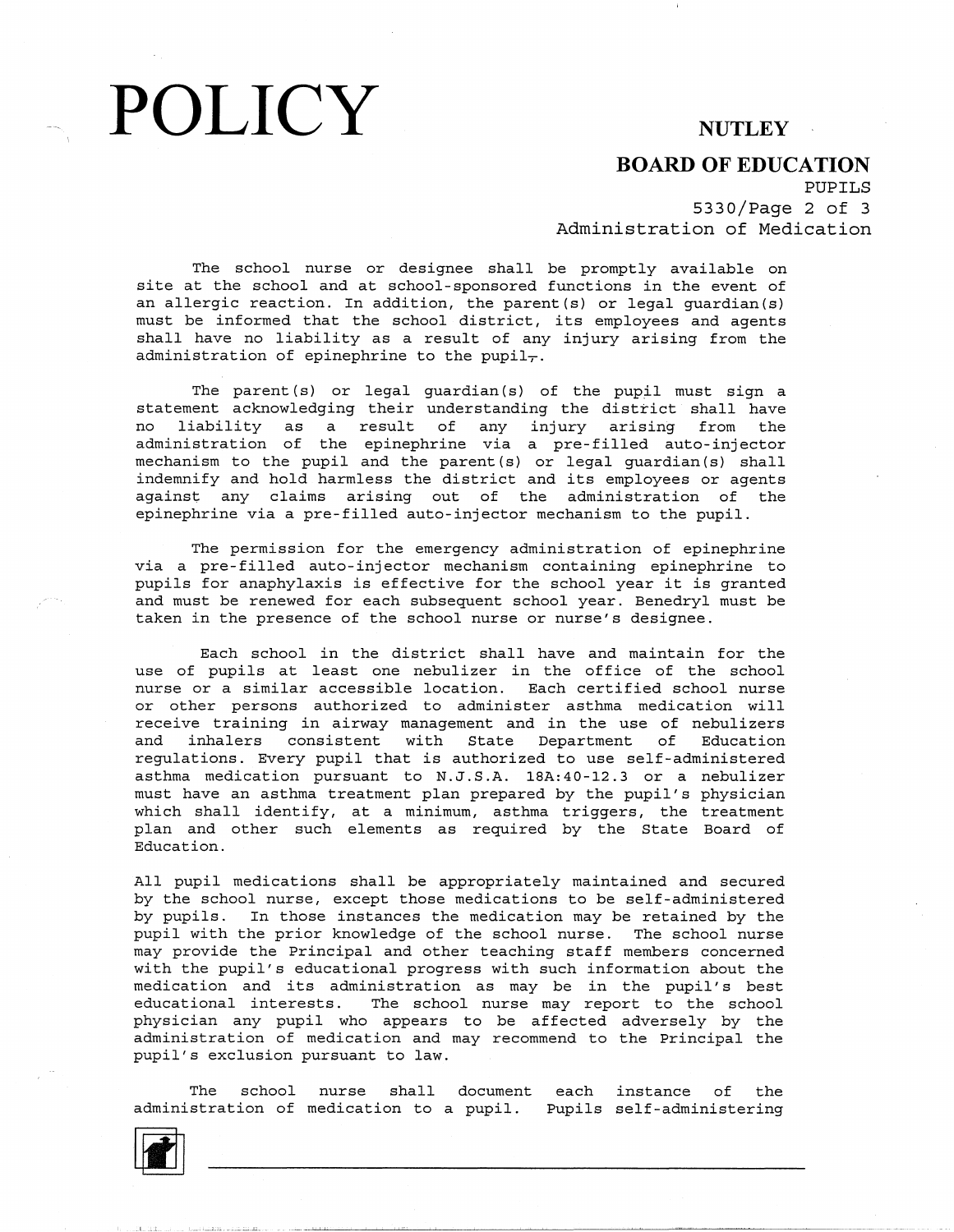The school nurse or designee shall be promptly available on site at the school and at school-sponsored functions in the event of an allergic reaction. In addition, the parent(s) or legal guardian(s) must be informed that the school district, its employees and agents shall have no liability as a result of any injury arising from the administration of epinephrine to the pupil.

The parent(s) or legal guardian(s) of the pupil must sign a statement acknowledging their understanding the district shall have no liability as a result of any injury arising from the administration of the epinephrine via a pre-filled auto-injector mechanism to the pupil and the parent(s) or legal guardian(s) shall indemnify and hold harmless the district and its employees or agents against any claims arising out of the administration of the epinephrine via a pre-filled auto-injector mechanism to the pupil.

The permission for the emergency administration of epinephrine via a pre-filled auto-injector mechanism containing epinephrine to pupils for anaphylaxis is effective for the school year it is granted and must be renewed for each subsequent school year. Benedryl must be taken in the presence of the school nurse or nurse's designee.

Each school in the district shall have and maintain for the use of pupils at least one nebulizer in the office of the school nurse or a similar accessible location. Each certified school nurse or other persons authorized to administer asthma medication will receive training in airway management and in the use of nebulizers and inhalers consistent with State Department of Education regulations. Every pupil that is authorized to use self-administered asthma medication pursuant to N.J.S.A. 18A:40-12.3 or a nebulizer must have an asthma treatment plan prepared by the pupil's physician which shall identify, at a minimum, asthma triggers, the treatment plan and other such elements as required by the State Board of Education.

All pupil medications shall be appropriately maintained and secured by the school nurse, except those medications to be self-administered by pupils. In those instances the medication may be retained by the pupil with the prior knowledge of the school nurse. The school nurse may provide the Principal and other teaching staff members concerned with the pupil's educational progress with such information about the medication and its administration as may be in the pupil's best educational interests. The school nurse may report to the school physician any pupil who appears to be affected adversely by the administration of medication and may recommend to the Principal the pupil's exclusion pursuant to law.

The school nurse shall document each instance of the administration of medication to a pupil. Pupils self-administering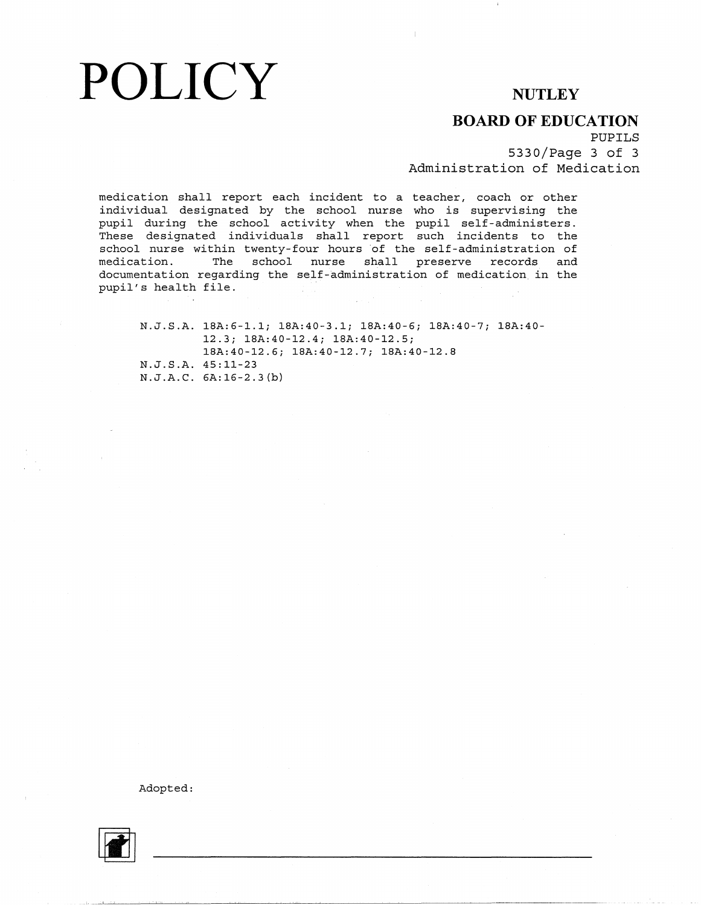medication shall report each incident to a teacher, coach or other individual designated by the school nurse who is supervising the pupil during the school activity when the pupil self-administers. These designated individuals shall report such incidents to the school nurse within twenty-four hours of the self-administration of medication. The school nurse shall preserve records and documentation regarding the self-administration of medication in the pupil's health file.

N.J.S.A. 18A:6-1.1; 18A:40-3.1; 18A:40-6; 18A:40-7; 18A:40-12.3; 18A:40-12.4; 18A:40-12.5; 18A:40-12.6; 18A:40-12.7; 18A:40-12.8
N.J.S.A. 45:11-23
N.J.A.C. 6A:16-2.3(b)

Adopted: